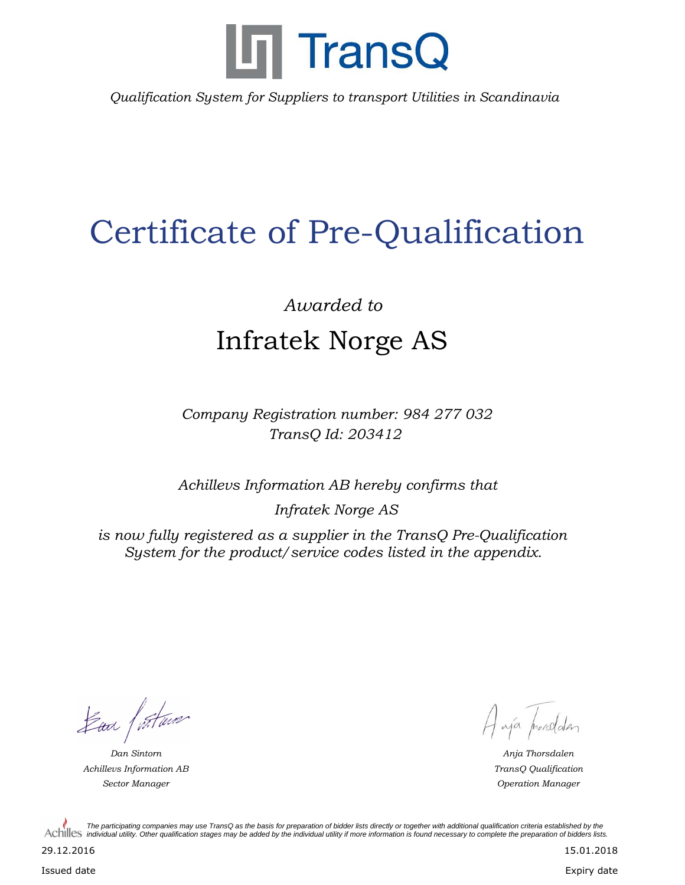TransQ

*Qualification System for Suppliers to transport Utilities in Scandinavia*

# Certificate of Pre-Qualification

*Awarded to*

## Infratek Norge AS

*Company Registration number: 984 277 032*
*TransQ Id: 203412*

*Achillevs Information AB hereby confirms that*

*Infratek Norge AS*

*is now fully registered as a supplier in the TransQ Pre-Qualification System for the product/service codes listed in the appendix.*

*Dan Sintorn*
*Achillevs Information AB*
*Sector Manager*

*Anja Thorsdalen*
*TransQ Qualification*
*Operation Manager*

Achilles *The participating companies may use TransQ as the basis for preparation of bidder lists directly or together with additional qualification criteria established by the individual utility. Other qualification stages may be added by the individual utility if more information is found necessary to complete the preparation of bidders lists.*

29.12.2016
Issued date

15.01.2018
Expiry date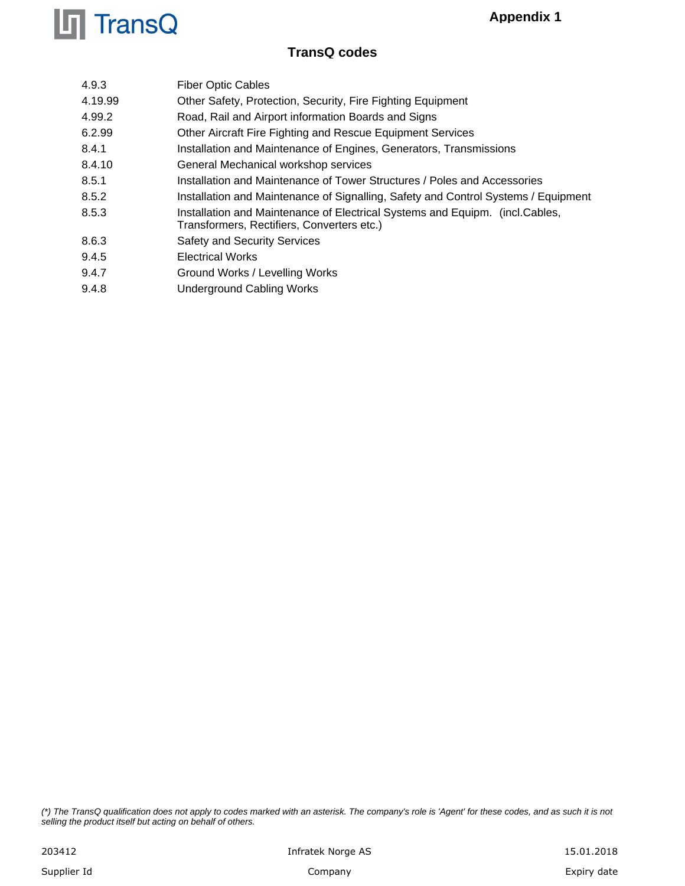**Appendix 1**

## TransQ codes

| | |
|---|---|
| 4.9.3 | Fiber Optic Cables |
| 4.19.99 | Other Safety, Protection, Security, Fire Fighting Equipment |
| 4.99.2 | Road, Rail and Airport information Boards and Signs |
| 6.2.99 | Other Aircraft Fire Fighting and Rescue Equipment Services |
| 8.4.1 | Installation and Maintenance of Engines, Generators, Transmissions |
| 8.4.10 | General Mechanical workshop services |
| 8.5.1 | Installation and Maintenance of Tower Structures / Poles and Accessories |
| 8.5.2 | Installation and Maintenance of Signalling, Safety and Control Systems / Equipment |
| 8.5.3 | Installation and Maintenance of Electrical Systems and Equipm. (incl.Cables, Transformers, Rectifiers, Converters etc.) |
| 8.6.3 | Safety and Security Services |
| 9.4.5 | Electrical Works |
| 9.4.7 | Ground Works / Levelling Works |
| 9.4.8 | Underground Cabling Works |

*(\*) The TransQ qualification does not apply to codes marked with an asterisk. The company's role is 'Agent' for these codes, and as such it is not selling the product itself but acting on behalf of others.*

| Supplier Id | Company | Expiry date |
|---|---|---|
| 203412 | Infratek Norge AS | 15.01.2018 |